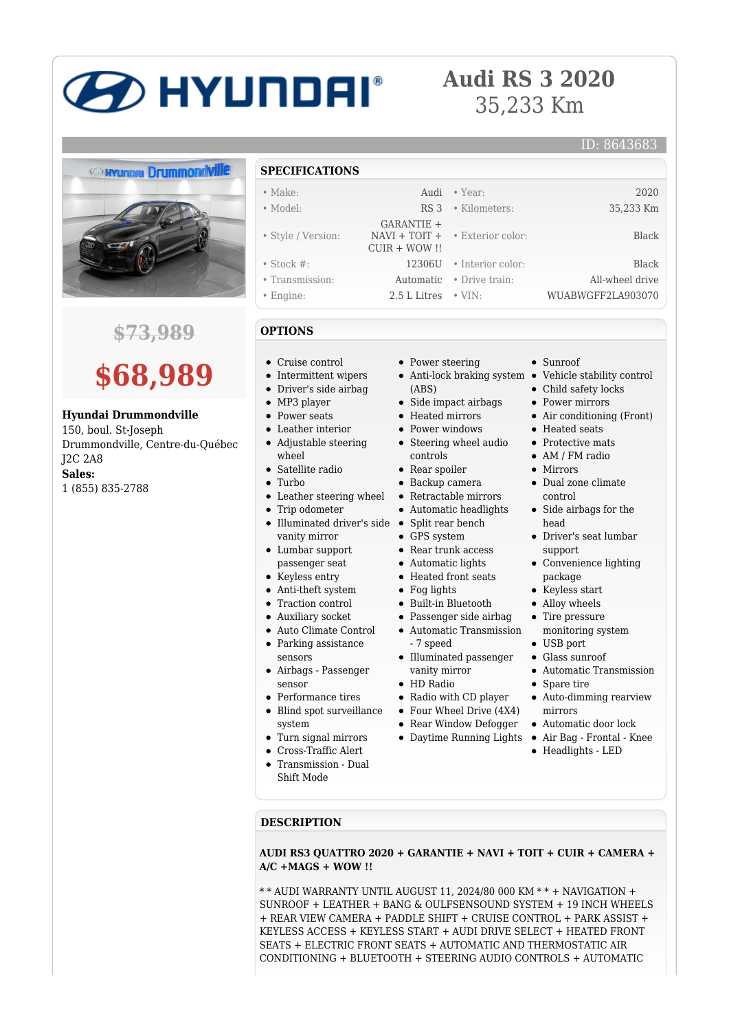# Audi RS 3 2020

35,233 Km

ID: 8643683

~~$73,989~~

**$68,989**

**Hyundai Drummondville**
150, boul. St-Joseph
Drummondville, Centre-du-Québec
J2C 2A8
**Sales:**
1 (855) 835-2788

## SPECIFICATIONS

| | | | |
|---|---|---|---|
| • Make: | Audi | • Year: | 2020 |
| • Model: | RS 3 | • Kilometers: | 35,233 Km |
| • Style / Version: | GARANTIE + NAVI + TOIT + CUIR + WOW !! | • Exterior color: | Black |
| • Stock #: | 12306U | • Interior color: | Black |
| • Transmission: | Automatic | • Drive train: | All-wheel drive |
| • Engine: | 2.5 L Litres | • VIN: | WUABWGFF2LA903070 |

## OPTIONS

- Cruise control
- Intermittent wipers
- Driver's side airbag
- MP3 player
- Power seats
- Leather interior
- Adjustable steering wheel
- Satellite radio
- Turbo
- Leather steering wheel
- Trip odometer
- Illuminated driver's side vanity mirror
- Lumbar support passenger seat
- Keyless entry
- Anti-theft system
- Traction control
- Auxiliary socket
- Auto Climate Control
- Parking assistance sensors
- Airbags - Passenger sensor
- Performance tires
- Blind spot surveillance system
- Turn signal mirrors
- Cross-Traffic Alert
- Transmission - Dual Shift Mode
- Power steering
- Anti-lock braking system (ABS)
- Side impact airbags
- Heated mirrors
- Power windows
- Steering wheel audio controls
- Rear spoiler
- Backup camera
- Retractable mirrors
- Automatic headlights
- Split rear bench
- GPS system
- Rear trunk access
- Automatic lights
- Heated front seats
- Fog lights
- Built-in Bluetooth
- Passenger side airbag
- Automatic Transmission - 7 speed
- Illuminated passenger vanity mirror
- HD Radio
- Radio with CD player
- Four Wheel Drive (4X4)
- Rear Window Defogger
- Daytime Running Lights
- Sunroof
- Vehicle stability control
- Child safety locks
- Power mirrors
- Air conditioning (Front)
- Heated seats
- Protective mats
- AM / FM radio
- Mirrors
- Dual zone climate control
- Side airbags for the head
- Driver's seat lumbar support
- Convenience lighting package
- Keyless start
- Alloy wheels
- Tire pressure monitoring system
- USB port
- Glass sunroof
- Automatic Transmission
- Spare tire
- Auto-dimming rearview mirrors
- Automatic door lock
- Air Bag - Frontal - Knee
- Headlights - LED

## DESCRIPTION

**AUDI RS3 QUATTRO 2020 + GARANTIE + NAVI + TOIT + CUIR + CAMERA + A/C +MAGS + WOW !!**

* * AUDI WARRANTY UNTIL AUGUST 11, 2024/80 000 KM * * + NAVIGATION + SUNROOF + LEATHER + BANG & OULFSENSOUND SYSTEM + 19 INCH WHEELS + REAR VIEW CAMERA + PADDLE SHIFT + CRUISE CONTROL + PARK ASSIST + KEYLESS ACCESS + KEYLESS START + AUDI DRIVE SELECT + HEATED FRONT SEATS + ELECTRIC FRONT SEATS + AUTOMATIC AND THERMOSTATIC AIR CONDITIONING + BLUETOOTH + STEERING AUDIO CONTROLS + AUTOMATIC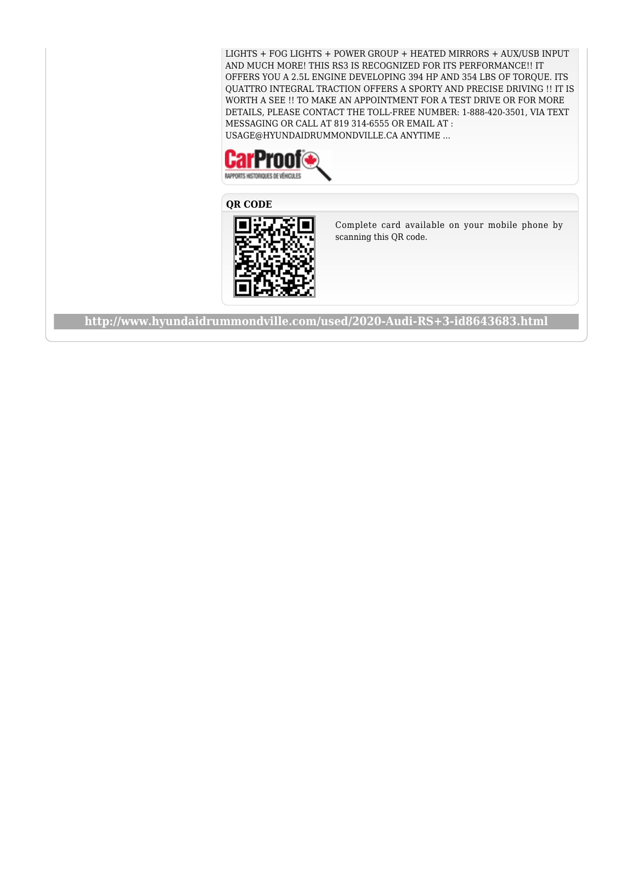LIGHTS + FOG LIGHTS + POWER GROUP + HEATED MIRRORS + AUX/USB INPUT AND MUCH MORE! THIS RS3 IS RECOGNIZED FOR ITS PERFORMANCE!! IT OFFERS YOU A 2.5L ENGINE DEVELOPING 394 HP AND 354 LBS OF TORQUE. ITS QUATTRO INTEGRAL TRACTION OFFERS A SPORTY AND PRECISE DRIVING !! IT IS WORTH A SEE !! TO MAKE AN APPOINTMENT FOR A TEST DRIVE OR FOR MORE DETAILS, PLEASE CONTACT THE TOLL-FREE NUMBER: 1-888-420-3501, VIA TEXT MESSAGING OR CALL AT 819 314-6555 OR EMAIL AT : USAGE@HYUNDAIDRUMMONDVILLE.CA ANYTIME ...

CarProof RAPPORTS HISTORIQUES DE VÉHICULES

**QR CODE**

Complete card available on your mobile phone by scanning this QR code.

**http://www.hyundaidrummondville.com/used/2020-Audi-RS+3-id8643683.html**